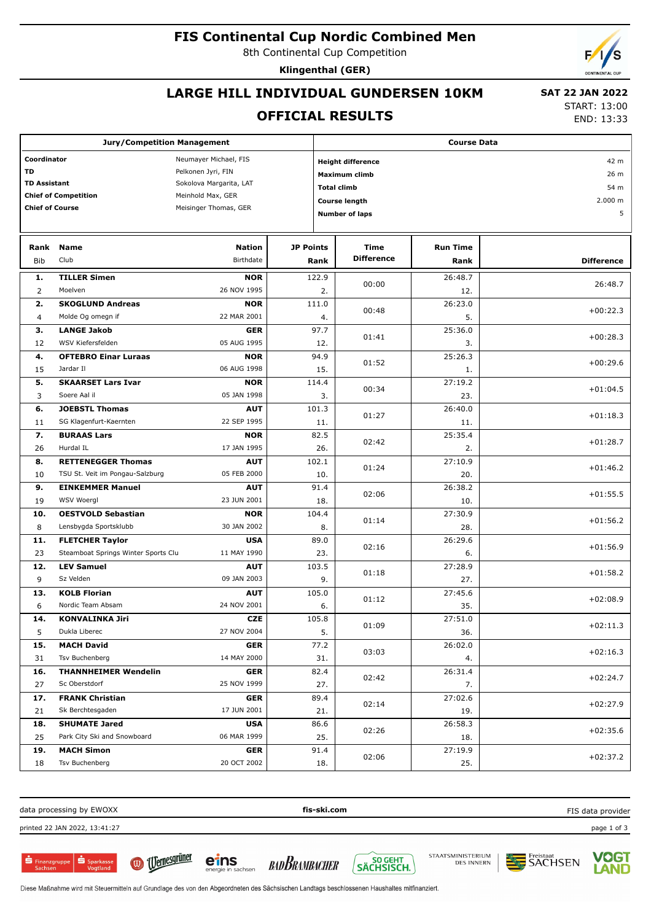# FIS Continental Cup Nordic Combined Men

8th Continental Cup Competition

**Klingenthal (GER)**

## LARGE HILL INDIVIDUAL GUNDERSEN 10KM

## OFFICIAL RESULTS

**SAT 22 JAN 2022**
START: 13:00
END: 13:33

| Jury/Competition Management | |
|---|---|
| **Coordinator** | Neumayer Michael, FIS |
| **TD** | Pelkonen Jyri, FIN |
| **TD Assistant** | Sokolova Margarita, LAT |
| **Chief of Competition** | Meinhold Max, GER |
| **Chief of Course** | Meisinger Thomas, GER |

| Course Data | |
|---|---|
| **Height difference** | 42 m |
| **Maximum climb** | 26 m |
| **Total climb** | 54 m |
| **Course length** | 2.000 m |
| **Number of laps** | 5 |

| Rank | Name | Nation | JP Points | Time Difference | Run Time | Difference |
|---|---|---|---|---|---|---|
| Bib | Club | Birthdate | Rank | | Rank | |
| **1.** | **TILLER Simen** | **NOR** | 122.9 | 00:00 | 26:48.7 | 26:48.7 |
| 2 | Moelven | 26 NOV 1995 | 2. | | 12. | |
| **2.** | **SKOGLUND Andreas** | **NOR** | 111.0 | 00:48 | 26:23.0 | +00:22.3 |
| 4 | Molde Og omegn if | 22 MAR 2001 | 4. | | 5. | |
| **3.** | **LANGE Jakob** | **GER** | 97.7 | 01:41 | 25:36.0 | +00:28.3 |
| 12 | WSV Kiefersfelden | 05 AUG 1995 | 12. | | 3. | |
| **4.** | **OFTEBRO Einar Luraas** | **NOR** | 94.9 | 01:52 | 25:26.3 | +00:29.6 |
| 15 | Jardar Il | 06 AUG 1998 | 15. | | 1. | |
| **5.** | **SKAARSET Lars Ivar** | **NOR** | 114.4 | 00:34 | 27:19.2 | +01:04.5 |
| 3 | Soere Aal il | 05 JAN 1998 | 3. | | 23. | |
| **6.** | **JOEBSTL Thomas** | **AUT** | 101.3 | 01:27 | 26:40.0 | +01:18.3 |
| 11 | SG Klagenfurt-Kaernten | 22 SEP 1995 | 11. | | 11. | |
| **7.** | **BURAAS Lars** | **NOR** | 82.5 | 02:42 | 25:35.4 | +01:28.7 |
| 26 | Hurdal IL | 17 JAN 1995 | 26. | | 2. | |
| **8.** | **RETTENEGGER Thomas** | **AUT** | 102.1 | 01:24 | 27:10.9 | +01:46.2 |
| 10 | TSU St. Veit im Pongau-Salzburg | 05 FEB 2000 | 10. | | 20. | |
| **9.** | **EINKEMMER Manuel** | **AUT** | 91.4 | 02:06 | 26:38.2 | +01:55.5 |
| 19 | WSV Woergl | 23 JUN 2001 | 18. | | 10. | |
| **10.** | **OESTVOLD Sebastian** | **NOR** | 104.4 | 01:14 | 27:30.9 | +01:56.2 |
| 8 | Lensbygda Sportsklubb | 30 JAN 2002 | 8. | | 28. | |
| **11.** | **FLETCHER Taylor** | **USA** | 89.0 | 02:16 | 26:29.6 | +01:56.9 |
| 23 | Steamboat Springs Winter Sports Clu | 11 MAY 1990 | 23. | | 6. | |
| **12.** | **LEV Samuel** | **AUT** | 103.5 | 01:18 | 27:28.9 | +01:58.2 |
| 9 | Sz Velden | 09 JAN 2003 | 9. | | 27. | |
| **13.** | **KOLB Florian** | **AUT** | 105.0 | 01:12 | 27:45.6 | +02:08.9 |
| 6 | Nordic Team Absam | 24 NOV 2001 | 6. | | 35. | |
| **14.** | **KONVALINKA Jiri** | **CZE** | 105.8 | 01:09 | 27:51.0 | +02:11.3 |
| 5 | Dukla Liberec | 27 NOV 2004 | 5. | | 36. | |
| **15.** | **MACH David** | **GER** | 77.2 | 03:03 | 26:02.0 | +02:16.3 |
| 31 | Tsv Buchenberg | 14 MAY 2000 | 31. | | 4. | |
| **16.** | **THANNHEIMER Wendelin** | **GER** | 82.4 | 02:42 | 26:31.4 | +02:24.7 |
| 27 | Sc Oberstdorf | 25 NOV 1999 | 27. | | 7. | |
| **17.** | **FRANK Christian** | **GER** | 89.4 | 02:14 | 27:02.6 | +02:27.9 |
| 21 | Sk Berchtesgaden | 17 JUN 2001 | 21. | | 19. | |
| **18.** | **SHUMATE Jared** | **USA** | 86.6 | 02:26 | 26:58.3 | +02:35.6 |
| 25 | Park City Ski and Snowboard | 06 MAR 1999 | 25. | | 18. | |
| **19.** | **MACH Simon** | **GER** | 91.4 | 02:06 | 27:19.9 | +02:37.2 |
| 18 | Tsv Buchenberg | 20 OCT 2002 | 18. | | 25. | |

data processing by EWOXX | **fis-ski.com** | FIS data provider

printed 22 JAN 2022, 13:41:27

Diese Maßnahme wird mit Steuermitteln auf Grundlage des von den Abgeordneten des Sächsischen Landtags beschlossenen Haushaltes mitfinanziert.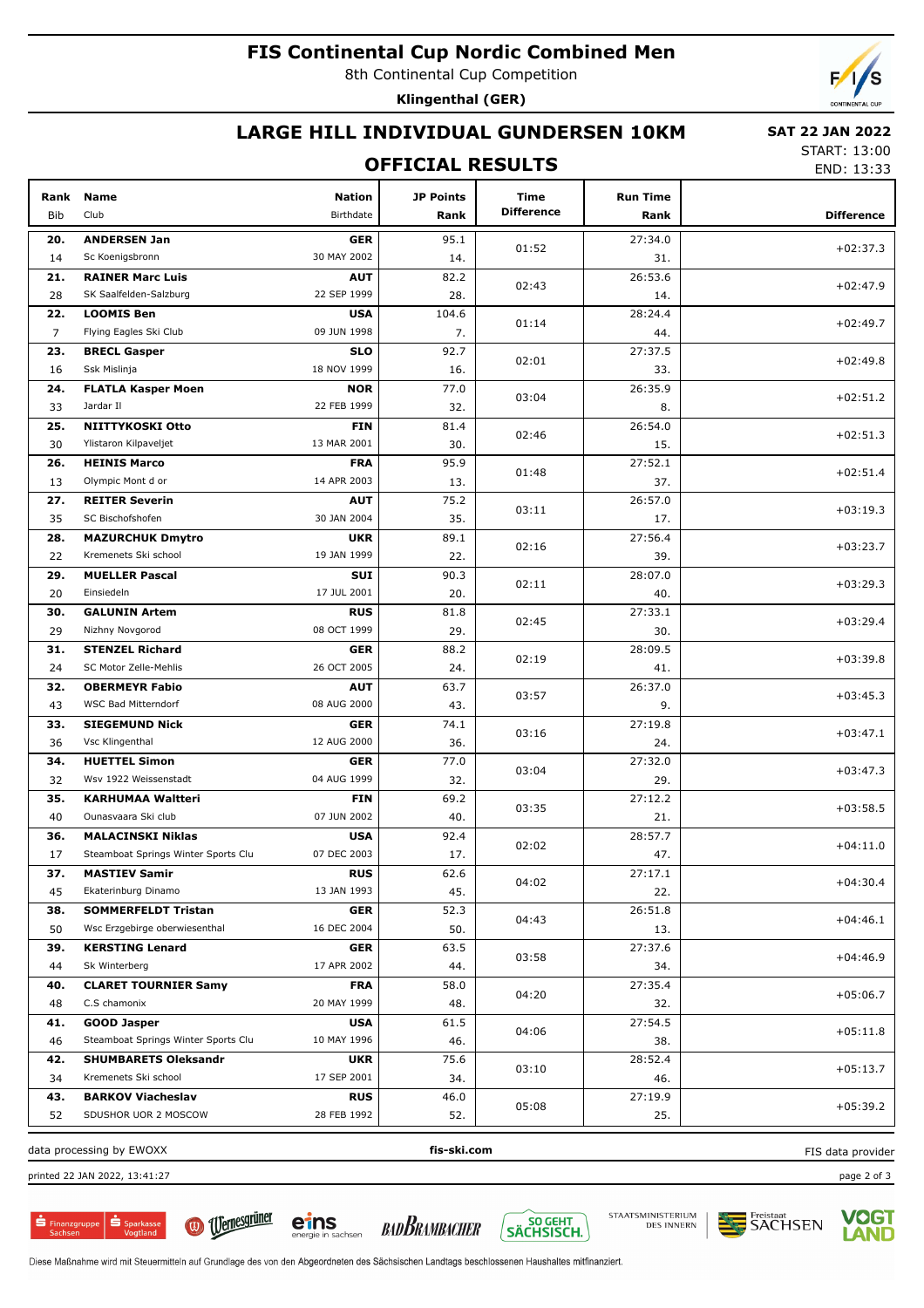# FIS Continental Cup Nordic Combined Men

8th Continental Cup Competition

**Klingenthal (GER)**

## LARGE HILL INDIVIDUAL GUNDERSEN 10KM

**SAT 22 JAN 2022**

START: 13:00

END: 13:33

## OFFICIAL RESULTS

| Rank | Bib | Name | Club | Nation | Birthdate | JP Points | JP Rank | Time Difference | Run Time | Run Rank | Difference |
|---|---|---|---|---|---|---|---|---|---|---|---|
| 20. | 14 | ANDERSEN Jan | Sc Koenigsbronn | GER | 30 MAY 2002 | 95.1 | 14. | 01:52 | 27:34.0 | 31. | +02:37.3 |
| 21. | 28 | RAINER Marc Luis | SK Saalfelden-Salzburg | AUT | 22 SEP 1999 | 82.2 | 28. | 02:43 | 26:53.6 | 14. | +02:47.9 |
| 22. | 7 | LOOMIS Ben | Flying Eagles Ski Club | USA | 09 JUN 1998 | 104.6 | 7. | 01:14 | 28:24.4 | 44. | +02:49.7 |
| 23. | 16 | BRECL Gasper | Ssk Mislinja | SLO | 18 NOV 1999 | 92.7 | 16. | 02:01 | 27:37.5 | 33. | +02:49.8 |
| 24. | 33 | FLATLA Kasper Moen | Jardar II | NOR | 22 FEB 1999 | 77.0 | 32. | 03:04 | 26:35.9 | 8. | +02:51.2 |
| 25. | 30 | NIITTYKOSKI Otto | Ylistaron Kilpaveljet | FIN | 13 MAR 2001 | 81.4 | 30. | 02:46 | 26:54.0 | 15. | +02:51.3 |
| 26. | 13 | HEINIS Marco | Olympic Mont d or | FRA | 14 APR 2003 | 95.9 | 13. | 01:48 | 27:52.1 | 37. | +02:51.4 |
| 27. | 35 | REITER Severin | SC Bischofshofen | AUT | 30 JAN 2004 | 75.2 | 35. | 03:11 | 26:57.0 | 17. | +03:19.3 |
| 28. | 22 | MAZURCHUK Dmytro | Kremenets Ski school | UKR | 19 JAN 1999 | 89.1 | 22. | 02:16 | 27:56.4 | 39. | +03:23.7 |
| 29. | 20 | MUELLER Pascal | Einsiedeln | SUI | 17 JUL 2001 | 90.3 | 20. | 02:11 | 28:07.0 | 40. | +03:29.3 |
| 30. | 29 | GALUNIN Artem | Nizhny Novgorod | RUS | 08 OCT 1999 | 81.8 | 29. | 02:45 | 27:33.1 | 30. | +03:29.4 |
| 31. | 24 | STENZEL Richard | SC Motor Zelle-Mehlis | GER | 26 OCT 2005 | 88.2 | 24. | 02:19 | 28:09.5 | 41. | +03:39.8 |
| 32. | 43 | OBERMEYR Fabio | WSC Bad Mitterndorf | AUT | 08 AUG 2000 | 63.7 | 43. | 03:57 | 26:37.0 | 9. | +03:45.3 |
| 33. | 36 | SIEGEMUND Nick | Vsc Klingenthal | GER | 12 AUG 2000 | 74.1 | 36. | 03:16 | 27:19.8 | 24. | +03:47.1 |
| 34. | 32 | HUETTEL Simon | Wsv 1922 Weissenstadt | GER | 04 AUG 1999 | 77.0 | 32. | 03:04 | 27:32.0 | 29. | +03:47.3 |
| 35. | 40 | KARHUMAA Waltteri | Ounasvaara Ski club | FIN | 07 JUN 2002 | 69.2 | 40. | 03:35 | 27:12.2 | 21. | +03:58.5 |
| 36. | 17 | MALACINSKI Niklas | Steamboat Springs Winter Sports Clu | USA | 07 DEC 2003 | 92.4 | 17. | 02:02 | 28:57.7 | 47. | +04:11.0 |
| 37. | 45 | MASTIEV Samir | Ekaterinburg Dinamo | RUS | 13 JAN 1993 | 62.6 | 45. | 04:02 | 27:17.1 | 22. | +04:30.4 |
| 38. | 50 | SOMMERFELDT Tristan | Wsc Erzgebirge oberwiesenthal | GER | 16 DEC 2004 | 52.3 | 50. | 04:43 | 26:51.8 | 13. | +04:46.1 |
| 39. | 44 | KERSTING Lenard | Sk Winterberg | GER | 17 APR 2002 | 63.5 | 44. | 03:58 | 27:37.6 | 34. | +04:46.9 |
| 40. | 48 | CLARET TOURNIER Samy | C.S chamonix | FRA | 20 MAY 1999 | 58.0 | 48. | 04:20 | 27:35.4 | 32. | +05:06.7 |
| 41. | 46 | GOOD Jasper | Steamboat Springs Winter Sports Clu | USA | 10 MAY 1996 | 61.5 | 46. | 04:06 | 27:54.5 | 38. | +05:11.8 |
| 42. | 34 | SHUMBARETS Oleksandr | Kremenets Ski school | UKR | 17 SEP 2001 | 75.6 | 34. | 03:10 | 28:52.4 | 46. | +05:13.7 |
| 43. | 52 | BARKOV Viacheslav | SDUSHOR UOR 2 MOSCOW | RUS | 28 FEB 1992 | 46.0 | 52. | 05:08 | 27:19.9 | 25. | +05:39.2 |

data processing by EWOXX | fis-ski.com | FIS data provider

printed 22 JAN 2022, 13:41:27

Diese Maßnahme wird mit Steuermitteln auf Grundlage des von den Abgeordneten des Sächsischen Landtags beschlossenen Haushaltes mitfinanziert.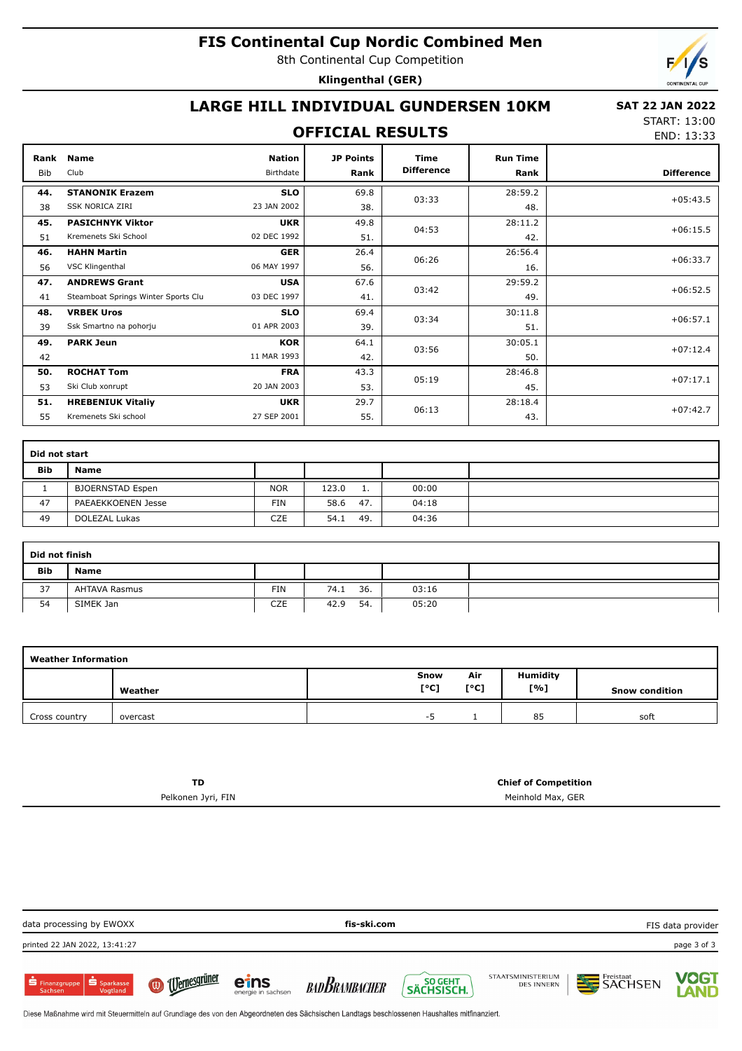# FIS Continental Cup Nordic Combined Men

8th Continental Cup Competition

**Klingenthal (GER)**

## LARGE HILL INDIVIDUAL GUNDERSEN 10KM

**SAT 22 JAN 2022**

START: 13:00

END: 13:33

## OFFICIAL RESULTS

| Rank / Bib | Name / Club | Nation / Birthdate | JP Points / Rank | Time Difference | Run Time / Rank | Difference |
|---|---|---|---|---|---|---|
| **44.** / 38 | **STANONIK Erazem** / SSK NORICA ZIRI | **SLO** / 23 JAN 2002 | 69.8 / 38. | 03:33 | 28:59.2 / 48. | +05:43.5 |
| **45.** / 51 | **PASICHNYK Viktor** / Kremenets Ski School | **UKR** / 02 DEC 1992 | 49.8 / 51. | 04:53 | 28:11.2 / 42. | +06:15.5 |
| **46.** / 56 | **HAHN Martin** / VSC Klingenthal | **GER** / 06 MAY 1997 | 26.4 / 56. | 06:26 | 26:56.4 / 16. | +06:33.7 |
| **47.** / 41 | **ANDREWS Grant** / Steamboat Springs Winter Sports Clu | **USA** / 03 DEC 1997 | 67.6 / 41. | 03:42 | 29:59.2 / 49. | +06:52.5 |
| **48.** / 39 | **VRBEK Uros** / Ssk Smartno na pohorju | **SLO** / 01 APR 2003 | 69.4 / 39. | 03:34 | 30:11.8 / 51. | +06:57.1 |
| **49.** / 42 | **PARK Jeun** | **KOR** / 11 MAR 1993 | 64.1 / 42. | 03:56 | 30:05.1 / 50. | +07:12.4 |
| **50.** / 53 | **ROCHAT Tom** / Ski Club xonrupt | **FRA** / 20 JAN 2003 | 43.3 / 53. | 05:19 | 28:46.8 / 45. | +07:17.1 |
| **51.** / 55 | **HREBENIUK Vitaliy** / Kremenets Ski school | **UKR** / 27 SEP 2001 | 29.7 / 55. | 06:13 | 28:18.4 / 43. | +07:42.7 |

**Did not start**

| Bib | Name | Nation | JP Points / Rank | Time Difference | |
|---|---|---|---|---|---|
| 1 | BJOERNSTAD Espen | NOR | 123.0 1. | 00:00 | |
| 47 | PAEAEKKOENEN Jesse | FIN | 58.6 47. | 04:18 | |
| 49 | DOLEZAL Lukas | CZE | 54.1 49. | 04:36 | |

**Did not finish**

| Bib | Name | Nation | JP Points / Rank | Time Difference | |
|---|---|---|---|---|---|
| 37 | AHTAVA Rasmus | FIN | 74.1 36. | 03:16 | |
| 54 | SIMEK Jan | CZE | 42.9 54. | 05:20 | |

**Weather Information**

| | Weather | Snow [°C] | Air [°C] | Humidity [%] | Snow condition |
|---|---|---|---|---|---|
| Cross country | overcast | -5 | 1 | 85 | soft |

**TD**
Pelkonen Jyri, FIN

**Chief of Competition**
Meinhold Max, GER

data processing by EWOXX | **fis-ski.com** | FIS data provider

printed 22 JAN 2022, 13:41:27

Diese Maßnahme wird mit Steuermitteln auf Grundlage des von den Abgeordneten des Sächsischen Landtags beschlossenen Haushaltes mitfinanziert.